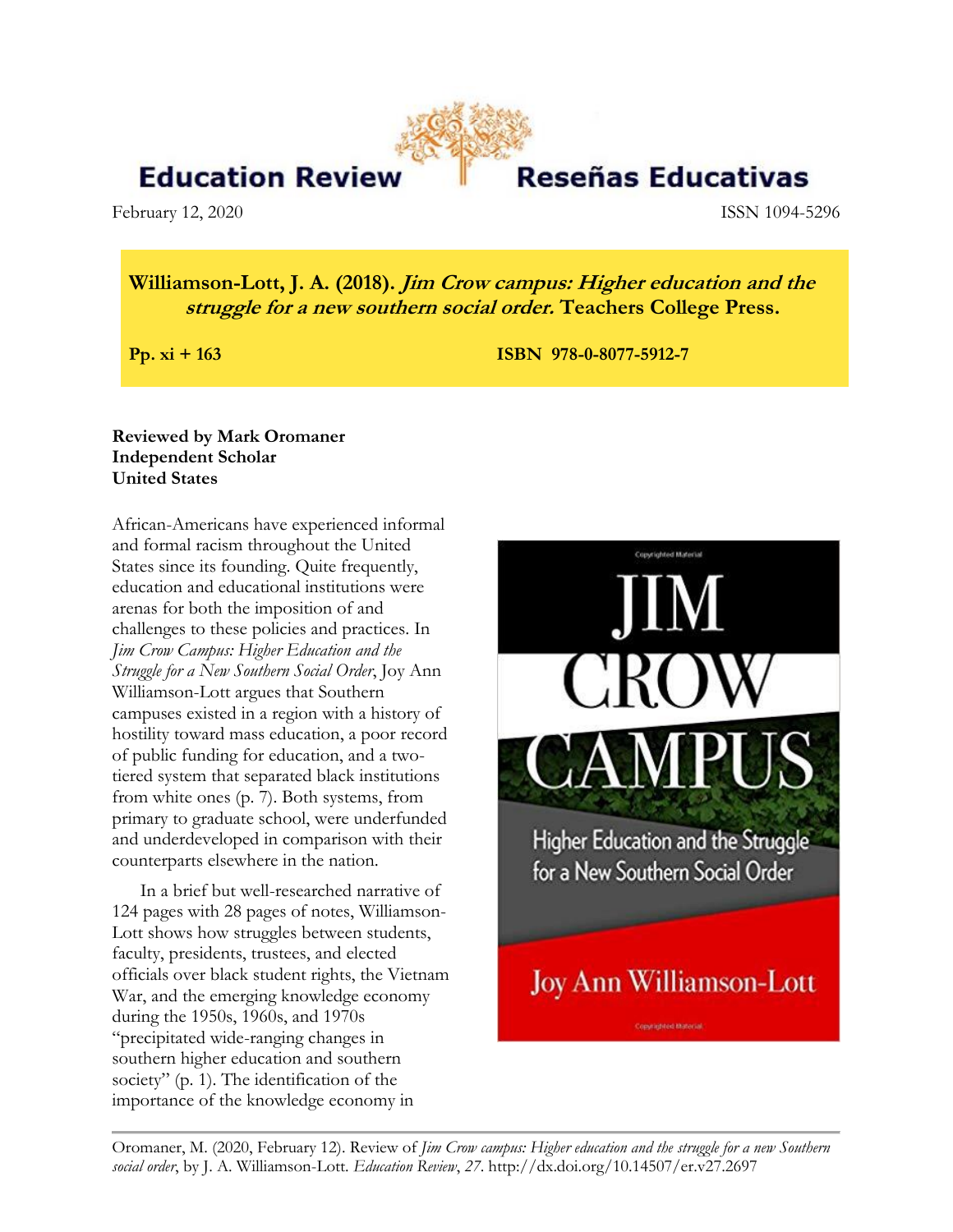# Education Review / Reseñas Educativas

February 12, 2020 ISSN 1094-5296

**Williamson-Lott, J. A. (2018). *Jim Crow campus: Higher education and the struggle for a new southern social order.* Teachers College Press.**

**Pp. xi + 163** **ISBN 978-0-8077-5912-7**

**Reviewed by Mark Oromaner**
**Independent Scholar**
**United States**

African-Americans have experienced informal and formal racism throughout the United States since its founding. Quite frequently, education and educational institutions were arenas for both the imposition of and challenges to these policies and practices. In *Jim Crow Campus: Higher Education and the Struggle for a New Southern Social Order*, Joy Ann Williamson-Lott argues that Southern campuses existed in a region with a history of hostility toward mass education, a poor record of public funding for education, and a two-tiered system that separated black institutions from white ones (p. 7). Both systems, from primary to graduate school, were underfunded and underdeveloped in comparison with their counterparts elsewhere in the nation.

In a brief but well-researched narrative of 124 pages with 28 pages of notes, Williamson-Lott shows how struggles between students, faculty, presidents, trustees, and elected officials over black student rights, the Vietnam War, and the emerging knowledge economy during the 1950s, 1960s, and 1970s "precipitated wide-ranging changes in southern higher education and southern society" (p. 1). The identification of the importance of the knowledge economy in

Oromaner, M. (2020, February 12). Review of *Jim Crow campus: Higher education and the struggle for a new Southern social order*, by J. A. Williamson-Lott. *Education Review*, *27*. http://dx.doi.org/10.14507/er.v27.2697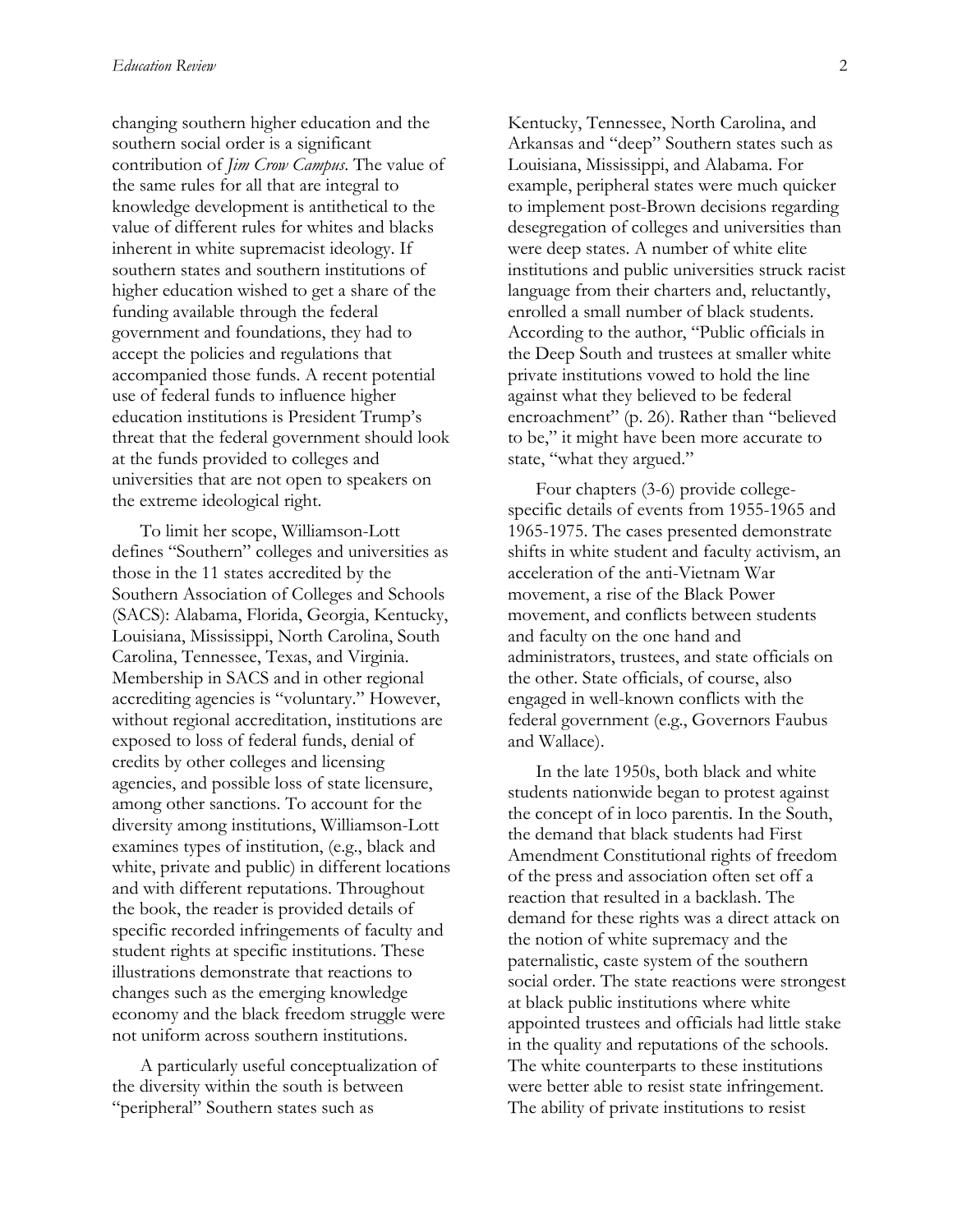changing southern higher education and the southern social order is a significant contribution of *Jim Crow Campus*. The value of the same rules for all that are integral to knowledge development is antithetical to the value of different rules for whites and blacks inherent in white supremacist ideology. If southern states and southern institutions of higher education wished to get a share of the funding available through the federal government and foundations, they had to accept the policies and regulations that accompanied those funds. A recent potential use of federal funds to influence higher education institutions is President Trump's threat that the federal government should look at the funds provided to colleges and universities that are not open to speakers on the extreme ideological right.

To limit her scope, Williamson-Lott defines "Southern" colleges and universities as those in the 11 states accredited by the Southern Association of Colleges and Schools (SACS): Alabama, Florida, Georgia, Kentucky, Louisiana, Mississippi, North Carolina, South Carolina, Tennessee, Texas, and Virginia. Membership in SACS and in other regional accrediting agencies is "voluntary." However, without regional accreditation, institutions are exposed to loss of federal funds, denial of credits by other colleges and licensing agencies, and possible loss of state licensure, among other sanctions. To account for the diversity among institutions, Williamson-Lott examines types of institution, (e.g., black and white, private and public) in different locations and with different reputations. Throughout the book, the reader is provided details of specific recorded infringements of faculty and student rights at specific institutions. These illustrations demonstrate that reactions to changes such as the emerging knowledge economy and the black freedom struggle were not uniform across southern institutions.

A particularly useful conceptualization of the diversity within the south is between "peripheral" Southern states such as Kentucky, Tennessee, North Carolina, and Arkansas and "deep" Southern states such as Louisiana, Mississippi, and Alabama. For example, peripheral states were much quicker to implement post-Brown decisions regarding desegregation of colleges and universities than were deep states. A number of white elite institutions and public universities struck racist language from their charters and, reluctantly, enrolled a small number of black students. According to the author, "Public officials in the Deep South and trustees at smaller white private institutions vowed to hold the line against what they believed to be federal encroachment" (p. 26). Rather than "believed to be," it might have been more accurate to state, "what they argued."

Four chapters (3-6) provide college-specific details of events from 1955-1965 and 1965-1975. The cases presented demonstrate shifts in white student and faculty activism, an acceleration of the anti-Vietnam War movement, a rise of the Black Power movement, and conflicts between students and faculty on the one hand and administrators, trustees, and state officials on the other. State officials, of course, also engaged in well-known conflicts with the federal government (e.g., Governors Faubus and Wallace).

In the late 1950s, both black and white students nationwide began to protest against the concept of in loco parentis. In the South, the demand that black students had First Amendment Constitutional rights of freedom of the press and association often set off a reaction that resulted in a backlash. The demand for these rights was a direct attack on the notion of white supremacy and the paternalistic, caste system of the southern social order. The state reactions were strongest at black public institutions where white appointed trustees and officials had little stake in the quality and reputations of the schools. The white counterparts to these institutions were better able to resist state infringement. The ability of private institutions to resist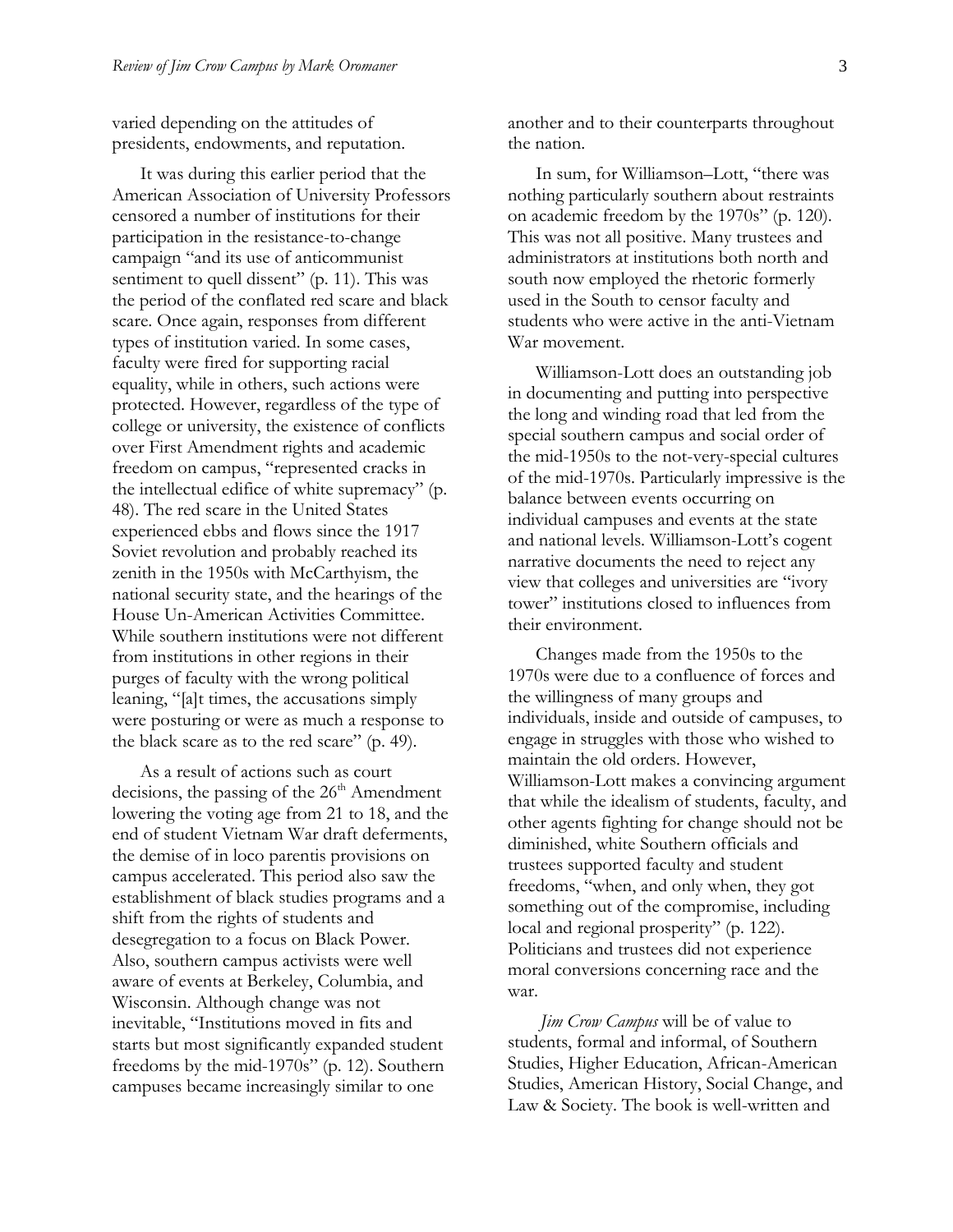varied depending on the attitudes of presidents, endowments, and reputation.

It was during this earlier period that the American Association of University Professors censored a number of institutions for their participation in the resistance-to-change campaign "and its use of anticommunist sentiment to quell dissent" (p. 11). This was the period of the conflated red scare and black scare. Once again, responses from different types of institution varied. In some cases, faculty were fired for supporting racial equality, while in others, such actions were protected. However, regardless of the type of college or university, the existence of conflicts over First Amendment rights and academic freedom on campus, "represented cracks in the intellectual edifice of white supremacy" (p. 48). The red scare in the United States experienced ebbs and flows since the 1917 Soviet revolution and probably reached its zenith in the 1950s with McCarthyism, the national security state, and the hearings of the House Un-American Activities Committee. While southern institutions were not different from institutions in other regions in their purges of faculty with the wrong political leaning, "[a]t times, the accusations simply were posturing or were as much a response to the black scare as to the red scare" (p. 49).

As a result of actions such as court decisions, the passing of the 26th Amendment lowering the voting age from 21 to 18, and the end of student Vietnam War draft deferments, the demise of in loco parentis provisions on campus accelerated. This period also saw the establishment of black studies programs and a shift from the rights of students and desegregation to a focus on Black Power. Also, southern campus activists were well aware of events at Berkeley, Columbia, and Wisconsin. Although change was not inevitable, "Institutions moved in fits and starts but most significantly expanded student freedoms by the mid-1970s" (p. 12). Southern campuses became increasingly similar to one another and to their counterparts throughout the nation.

In sum, for Williamson–Lott, "there was nothing particularly southern about restraints on academic freedom by the 1970s" (p. 120). This was not all positive. Many trustees and administrators at institutions both north and south now employed the rhetoric formerly used in the South to censor faculty and students who were active in the anti-Vietnam War movement.

Williamson-Lott does an outstanding job in documenting and putting into perspective the long and winding road that led from the special southern campus and social order of the mid-1950s to the not-very-special cultures of the mid-1970s. Particularly impressive is the balance between events occurring on individual campuses and events at the state and national levels. Williamson-Lott's cogent narrative documents the need to reject any view that colleges and universities are "ivory tower" institutions closed to influences from their environment.

Changes made from the 1950s to the 1970s were due to a confluence of forces and the willingness of many groups and individuals, inside and outside of campuses, to engage in struggles with those who wished to maintain the old orders. However, Williamson-Lott makes a convincing argument that while the idealism of students, faculty, and other agents fighting for change should not be diminished, white Southern officials and trustees supported faculty and student freedoms, "when, and only when, they got something out of the compromise, including local and regional prosperity" (p. 122). Politicians and trustees did not experience moral conversions concerning race and the war.

*Jim Crow Campus* will be of value to students, formal and informal, of Southern Studies, Higher Education, African-American Studies, American History, Social Change, and Law & Society. The book is well-written and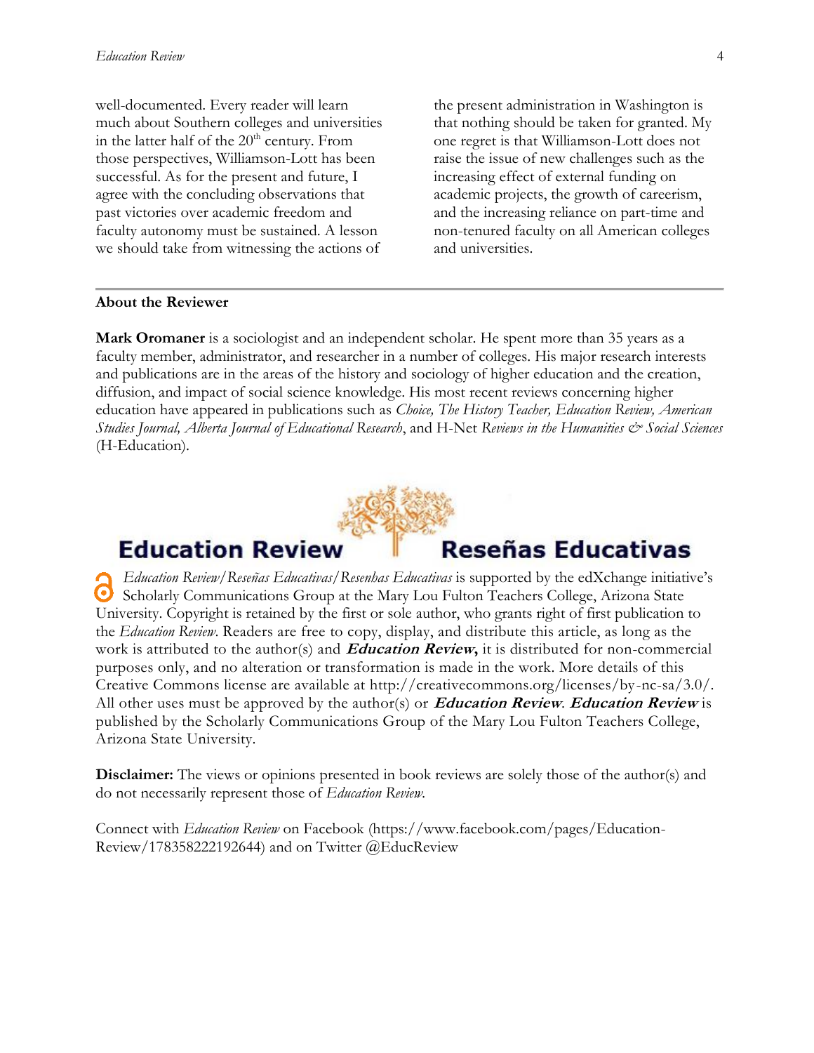well-documented. Every reader will learn much about Southern colleges and universities in the latter half of the 20th century. From those perspectives, Williamson-Lott has been successful. As for the present and future, I agree with the concluding observations that past victories over academic freedom and faculty autonomy must be sustained. A lesson we should take from witnessing the actions of the present administration in Washington is that nothing should be taken for granted. My one regret is that Williamson-Lott does not raise the issue of new challenges such as the increasing effect of external funding on academic projects, the growth of careerism, and the increasing reliance on part-time and non-tenured faculty on all American colleges and universities.

---

**About the Reviewer**

**Mark Oromaner** is a sociologist and an independent scholar. He spent more than 35 years as a faculty member, administrator, and researcher in a number of colleges. His major research interests and publications are in the areas of the history and sociology of higher education and the creation, diffusion, and impact of social science knowledge. His most recent reviews concerning higher education have appeared in publications such as *Choice, The History Teacher, Education Review, American Studies Journal, Alberta Journal of Educational Research*, and H-Net *Reviews in the Humanities & Social Sciences* (H-Education).

**Education Review** **Reseñas Educativas**

*Education Review/Reseñas Educativas/Resenhas Educativas* is supported by the edXchange initiative's Scholarly Communications Group at the Mary Lou Fulton Teachers College, Arizona State University. Copyright is retained by the first or sole author, who grants right of first publication to the *Education Review*. Readers are free to copy, display, and distribute this article, as long as the work is attributed to the author(s) and ***Education Review,*** it is distributed for non-commercial purposes only, and no alteration or transformation is made in the work. More details of this Creative Commons license are available at http://creativecommons.org/licenses/by-nc-sa/3.0/. All other uses must be approved by the author(s) or ***Education Review***. ***Education Review*** is published by the Scholarly Communications Group of the Mary Lou Fulton Teachers College, Arizona State University.

**Disclaimer:** The views or opinions presented in book reviews are solely those of the author(s) and do not necessarily represent those of *Education Review*.

Connect with *Education Review* on Facebook (https://www.facebook.com/pages/Education-Review/178358222192644) and on Twitter @EducReview